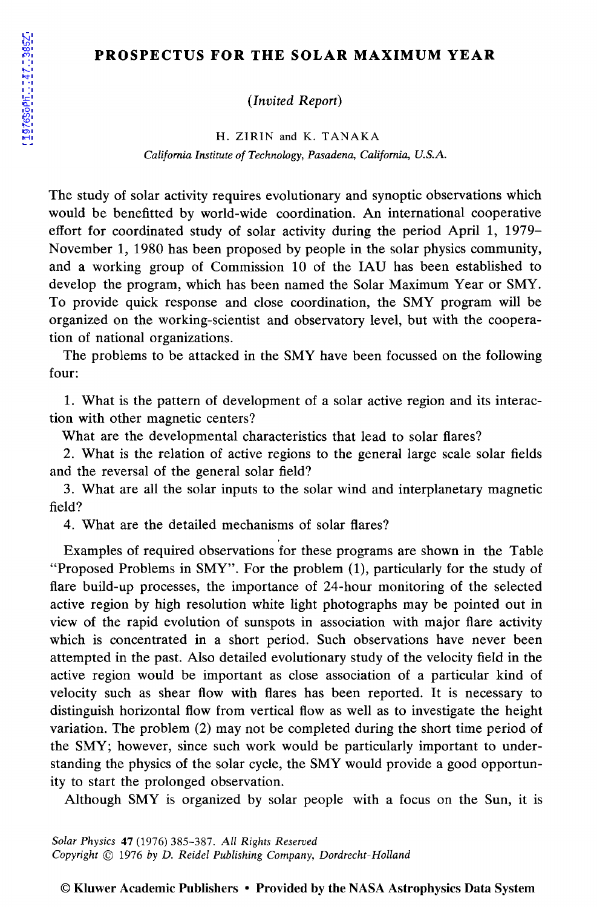# PROSPECTUS FOR THE SOLAR MAXIMUM YEAR

*(Invited Report)*

H. ZIRIN and K. TANAKA

*California Institute of Technology, Pasadena, California, U.S.A.*

The study of solar activity requires evolutionary and synoptic observations which would be benefitted by world-wide coordination. An international cooperative effort for coordinated study of solar activity during the period April 1, 1979–November 1, 1980 has been proposed by people in the solar physics community, and a working group of Commission 10 of the IAU has been established to develop the program, which has been named the Solar Maximum Year or SMY. To provide quick response and close coordination, the SMY program will be organized on the working-scientist and observatory level, but with the cooperation of national organizations.

The problems to be attacked in the SMY have been focussed on the following four:

1. What is the pattern of development of a solar active region and its interaction with other magnetic centers?
   What are the developmental characteristics that lead to solar flares?
2. What is the relation of active regions to the general large scale solar fields and the reversal of the general solar field?
3. What are all the solar inputs to the solar wind and interplanetary magnetic field?
4. What are the detailed mechanisms of solar flares?

Examples of required observations for these programs are shown in the Table "Proposed Problems in SMY". For the problem (1), particularly for the study of flare build-up processes, the importance of 24-hour monitoring of the selected active region by high resolution white light photographs may be pointed out in view of the rapid evolution of sunspots in association with major flare activity which is concentrated in a short period. Such observations have never been attempted in the past. Also detailed evolutionary study of the velocity field in the active region would be important as close association of a particular kind of velocity such as shear flow with flares has been reported. It is necessary to distinguish horizontal flow from vertical flow as well as to investigate the height variation. The problem (2) may not be completed during the short time period of the SMY; however, since such work would be particularly important to understanding the physics of the solar cycle, the SMY would provide a good opportunity to start the prolonged observation.

Although SMY is organized by solar people with a focus on the Sun, it is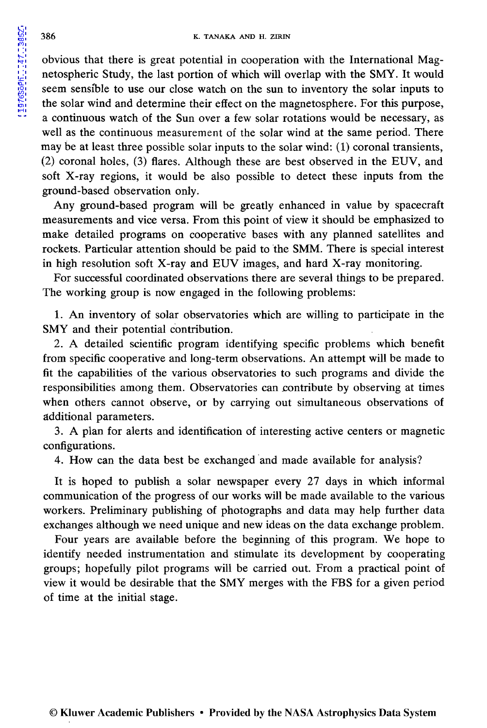obvious that there is great potential in cooperation with the International Magnetospheric Study, the last portion of which will overlap with the SMY. It would seem sensible to use our close watch on the sun to inventory the solar inputs to the solar wind and determine their effect on the magnetosphere. For this purpose, a continuous watch of the Sun over a few solar rotations would be necessary, as well as the continuous measurement of the solar wind at the same period. There may be at least three possible solar inputs to the solar wind: (1) coronal transients, (2) coronal holes, (3) flares. Although these are best observed in the EUV, and soft X-ray regions, it would be also possible to detect these inputs from the ground-based observation only.

Any ground-based program will be greatly enhanced in value by spacecraft measurements and vice versa. From this point of view it should be emphasized to make detailed programs on cooperative bases with any planned satellites and rockets. Particular attention should be paid to the SMM. There is special interest in high resolution soft X-ray and EUV images, and hard X-ray monitoring.

For successful coordinated observations there are several things to be prepared. The working group is now engaged in the following problems:

1. An inventory of solar observatories which are willing to participate in the SMY and their potential contribution.
2. A detailed scientific program identifying specific problems which benefit from specific cooperative and long-term observations. An attempt will be made to fit the capabilities of the various observatories to such programs and divide the responsibilities among them. Observatories can contribute by observing at times when others cannot observe, or by carrying out simultaneous observations of additional parameters.
3. A plan for alerts and identification of interesting active centers or magnetic configurations.
4. How can the data best be exchanged and made available for analysis?

It is hoped to publish a solar newspaper every 27 days in which informal communication of the progress of our works will be made available to the various workers. Preliminary publishing of photographs and data may help further data exchanges although we need unique and new ideas on the data exchange problem.

Four years are available before the beginning of this program. We hope to identify needed instrumentation and stimulate its development by cooperating groups; hopefully pilot programs will be carried out. From a practical point of view it would be desirable that the SMY merges with the FBS for a given period of time at the initial stage.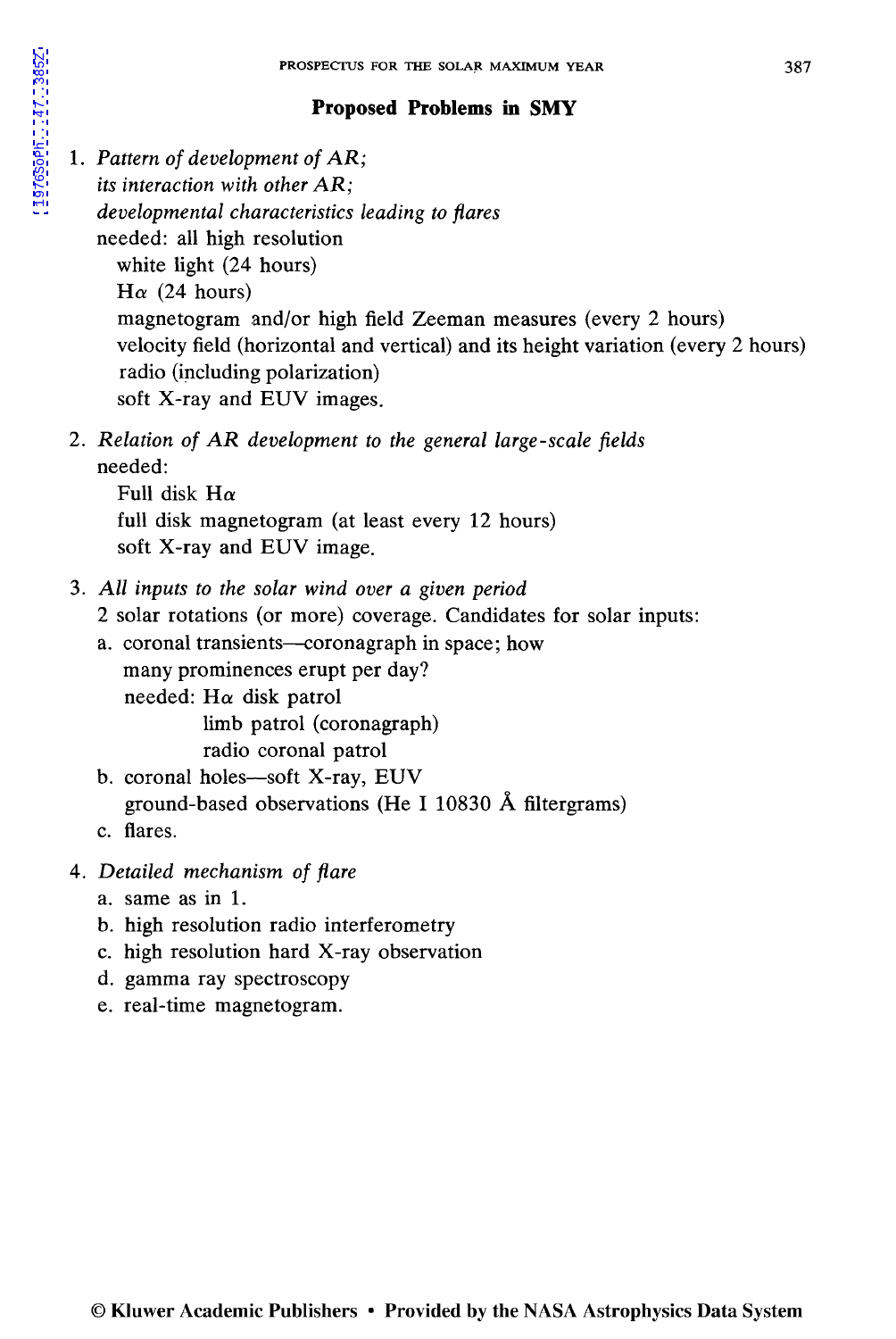## Proposed Problems in SMY

1. *Pattern of development of AR;*
   *its interaction with other AR;*
   *developmental characteristics leading to flares*
   needed: all high resolution
   - white light (24 hours)
   - Hα (24 hours)
   - magnetogram and/or high field Zeeman measures (every 2 hours)
   - velocity field (horizontal and vertical) and its height variation (every 2 hours)
   - radio (including polarization)
   - soft X-ray and EUV images.

2. *Relation of AR development to the general large-scale fields*
   needed:
   - Full disk Hα
   - full disk magnetogram (at least every 12 hours)
   - soft X-ray and EUV image.

3. *All inputs to the solar wind over a given period*
   2 solar rotations (or more) coverage. Candidates for solar inputs:
   a. coronal transients—coronagraph in space; how many prominences erupt per day?
      needed: Hα disk patrol
      limb patrol (coronagraph)
      radio coronal patrol
   b. coronal holes—soft X-ray, EUV
      ground-based observations (He I 10830 Å filtergrams)
   c. flares.

4. *Detailed mechanism of flare*
   a. same as in 1.
   b. high resolution radio interferometry
   c. high resolution hard X-ray observation
   d. gamma ray spectroscopy
   e. real-time magnetogram.